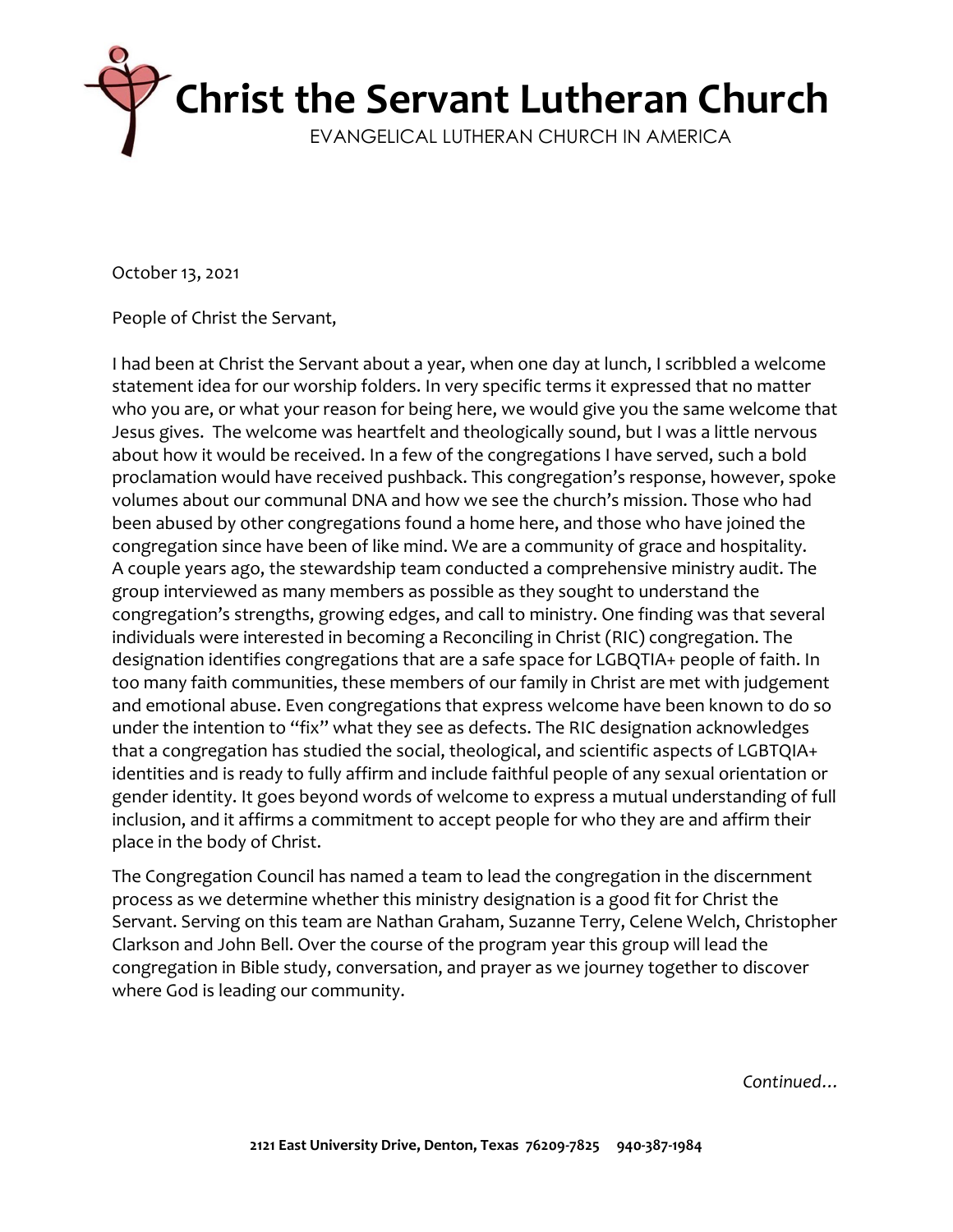# Christ the Servant Lutheran Church

EVANGELICAL LUTHERAN CHURCH IN AMERICA

October 13, 2021

People of Christ the Servant,

I had been at Christ the Servant about a year, when one day at lunch, I scribbled a welcome statement idea for our worship folders. In very specific terms it expressed that no matter who you are, or what your reason for being here, we would give you the same welcome that Jesus gives. The welcome was heartfelt and theologically sound, but I was a little nervous about how it would be received. In a few of the congregations I have served, such a bold proclamation would have received pushback. This congregation's response, however, spoke volumes about our communal DNA and how we see the church's mission. Those who had been abused by other congregations found a home here, and those who have joined the congregation since have been of like mind. We are a community of grace and hospitality. A couple years ago, the stewardship team conducted a comprehensive ministry audit. The group interviewed as many members as possible as they sought to understand the congregation's strengths, growing edges, and call to ministry. One finding was that several individuals were interested in becoming a Reconciling in Christ (RIC) congregation. The designation identifies congregations that are a safe space for LGBQTIA+ people of faith. In too many faith communities, these members of our family in Christ are met with judgement and emotional abuse. Even congregations that express welcome have been known to do so under the intention to "fix" what they see as defects. The RIC designation acknowledges that a congregation has studied the social, theological, and scientific aspects of LGBTQIA+ identities and is ready to fully affirm and include faithful people of any sexual orientation or gender identity. It goes beyond words of welcome to express a mutual understanding of full inclusion, and it affirms a commitment to accept people for who they are and affirm their place in the body of Christ.

The Congregation Council has named a team to lead the congregation in the discernment process as we determine whether this ministry designation is a good fit for Christ the Servant. Serving on this team are Nathan Graham, Suzanne Terry, Celene Welch, Christopher Clarkson and John Bell. Over the course of the program year this group will lead the congregation in Bible study, conversation, and prayer as we journey together to discover where God is leading our community.

*Continued…*

**2121 East University Drive, Denton, Texas 76209-7825 940-387-1984**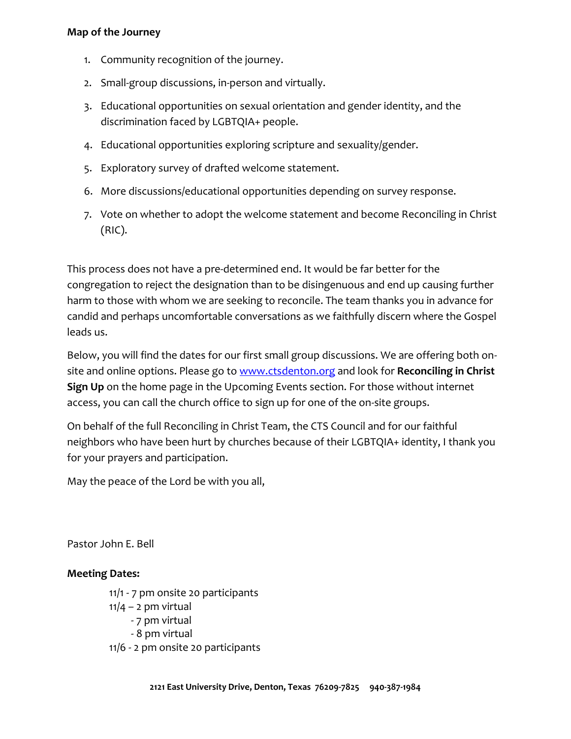**Map of the Journey**

1. Community recognition of the journey.
2. Small-group discussions, in-person and virtually.
3. Educational opportunities on sexual orientation and gender identity, and the discrimination faced by LGBTQIA+ people.
4. Educational opportunities exploring scripture and sexuality/gender.
5. Exploratory survey of drafted welcome statement.
6. More discussions/educational opportunities depending on survey response.
7. Vote on whether to adopt the welcome statement and become Reconciling in Christ (RIC).

This process does not have a pre-determined end. It would be far better for the congregation to reject the designation than to be disingenuous and end up causing further harm to those with whom we are seeking to reconcile. The team thanks you in advance for candid and perhaps uncomfortable conversations as we faithfully discern where the Gospel leads us.

Below, you will find the dates for our first small group discussions. We are offering both on-site and online options. Please go to [www.ctsdenton.org](http://www.ctsdenton.org) and look for **Reconciling in Christ Sign Up** on the home page in the Upcoming Events section. For those without internet access, you can call the church office to sign up for one of the on-site groups.

On behalf of the full Reconciling in Christ Team, the CTS Council and for our faithful neighbors who have been hurt by churches because of their LGBTQIA+ identity, I thank you for your prayers and participation.

May the peace of the Lord be with you all,

Pastor John E. Bell

**Meeting Dates:**

11/1 - 7 pm onsite 20 participants
11/4 – 2 pm virtual
- 7 pm virtual
- 8 pm virtual

11/6 - 2 pm onsite 20 participants

2121 East University Drive, Denton, Texas 76209-7825 940-387-1984